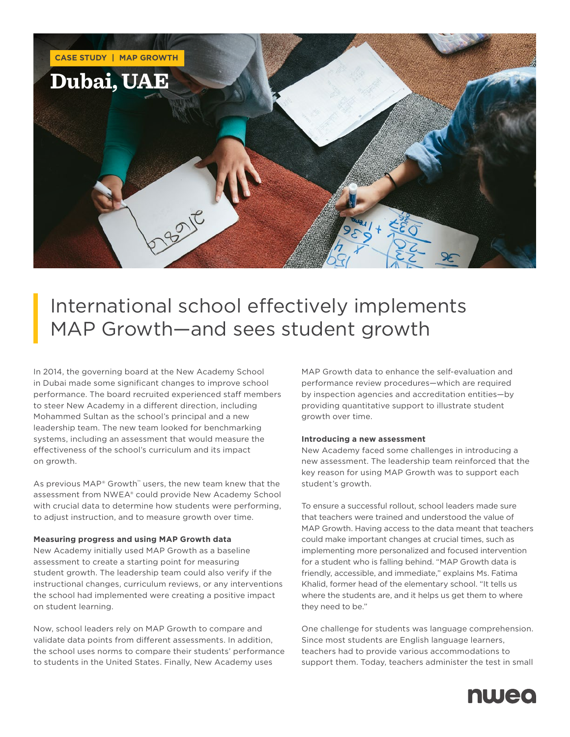CASE STUDY | MAP GROWTH

# Dubai, UAE

# International school effectively implements MAP Growth—and sees student growth

In 2014, the governing board at the New Academy School in Dubai made some significant changes to improve school performance. The board recruited experienced staff members to steer New Academy in a different direction, including Mohammed Sultan as the school's principal and a new leadership team. The new team looked for benchmarking systems, including an assessment that would measure the effectiveness of the school's curriculum and its impact on growth.

As previous MAP® Growth™ users, the new team knew that the assessment from NWEA® could provide New Academy School with crucial data to determine how students were performing, to adjust instruction, and to measure growth over time.

**Measuring progress and using MAP Growth data**

New Academy initially used MAP Growth as a baseline assessment to create a starting point for measuring student growth. The leadership team could also verify if the instructional changes, curriculum reviews, or any interventions the school had implemented were creating a positive impact on student learning.

Now, school leaders rely on MAP Growth to compare and validate data points from different assessments. In addition, the school uses norms to compare their students' performance to students in the United States. Finally, New Academy uses MAP Growth data to enhance the self-evaluation and performance review procedures—which are required by inspection agencies and accreditation entities—by providing quantitative support to illustrate student growth over time.

**Introducing a new assessment**

New Academy faced some challenges in introducing a new assessment. The leadership team reinforced that the key reason for using MAP Growth was to support each student's growth.

To ensure a successful rollout, school leaders made sure that teachers were trained and understood the value of MAP Growth. Having access to the data meant that teachers could make important changes at crucial times, such as implementing more personalized and focused intervention for a student who is falling behind. "MAP Growth data is friendly, accessible, and immediate," explains Ms. Fatima Khalid, former head of the elementary school. "It tells us where the students are, and it helps us get them to where they need to be."

One challenge for students was language comprehension. Since most students are English language learners, teachers had to provide various accommodations to support them. Today, teachers administer the test in small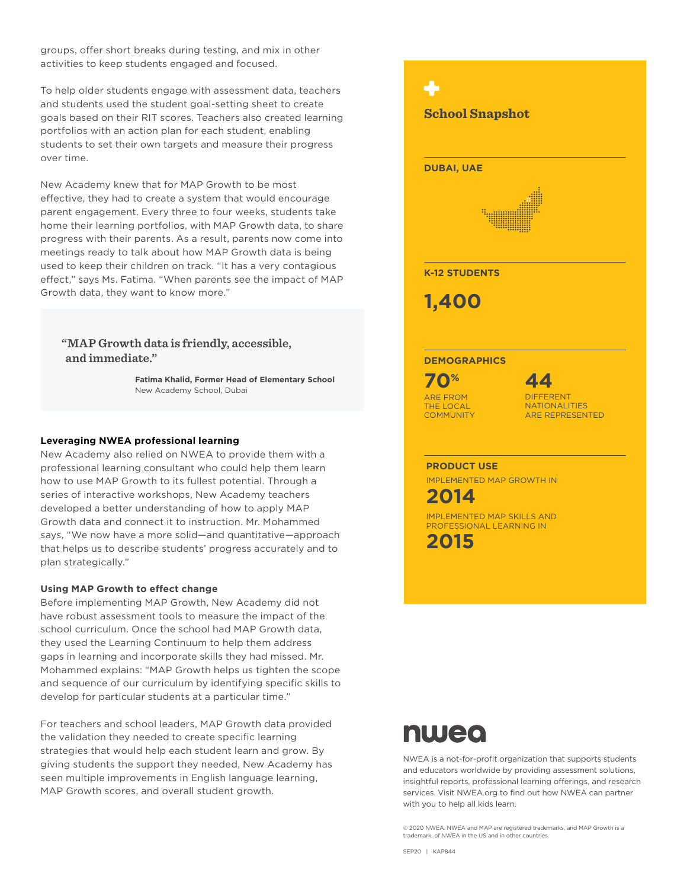groups, offer short breaks during testing, and mix in other activities to keep students engaged and focused.

To help older students engage with assessment data, teachers and students used the student goal-setting sheet to create goals based on their RIT scores. Teachers also created learning portfolios with an action plan for each student, enabling students to set their own targets and measure their progress over time.

New Academy knew that for MAP Growth to be most effective, they had to create a system that would encourage parent engagement. Every three to four weeks, students take home their learning portfolios, with MAP Growth data, to share progress with their parents. As a result, parents now come into meetings ready to talk about how MAP Growth data is being used to keep their children on track. "It has a very contagious effect," says Ms. Fatima. "When parents see the impact of MAP Growth data, they want to know more."

> "MAP Growth data is friendly, accessible, and immediate."
>
> **Fatima Khalid, Former Head of Elementary School**
> New Academy School, Dubai

**Leveraging NWEA professional learning**

New Academy also relied on NWEA to provide them with a professional learning consultant who could help them learn how to use MAP Growth to its fullest potential. Through a series of interactive workshops, New Academy teachers developed a better understanding of how to apply MAP Growth data and connect it to instruction. Mr. Mohammed says, "We now have a more solid—and quantitative—approach that helps us to describe students' progress accurately and to plan strategically."

**Using MAP Growth to effect change**

Before implementing MAP Growth, New Academy did not have robust assessment tools to measure the impact of the school curriculum. Once the school had MAP Growth data, they used the Learning Continuum to help them address gaps in learning and incorporate skills they had missed. Mr. Mohammed explains: "MAP Growth helps us tighten the scope and sequence of our curriculum by identifying specific skills to develop for particular students at a particular time."

For teachers and school leaders, MAP Growth data provided the validation they needed to create specific learning strategies that would help each student learn and grow. By giving students the support they needed, New Academy has seen multiple improvements in English language learning, MAP Growth scores, and overall student growth.

## School Snapshot

**DUBAI, UAE**

**K-12 STUDENTS**

**1,400**

**DEMOGRAPHICS**

**70%** ARE FROM THE LOCAL COMMUNITY

**44** DIFFERENT NATIONALITIES ARE REPRESENTED

**PRODUCT USE**

IMPLEMENTED MAP GROWTH IN **2014**

IMPLEMENTED MAP SKILLS AND PROFESSIONAL LEARNING IN **2015**

**nwea**

NWEA is a not-for-profit organization that supports students and educators worldwide by providing assessment solutions, insightful reports, professional learning offerings, and research services. Visit NWEA.org to find out how NWEA can partner with you to help all kids learn.

© 2020 NWEA. NWEA and MAP are registered trademarks, and MAP Growth is a trademark, of NWEA in the US and in other countries.

SEP20 | KAP844